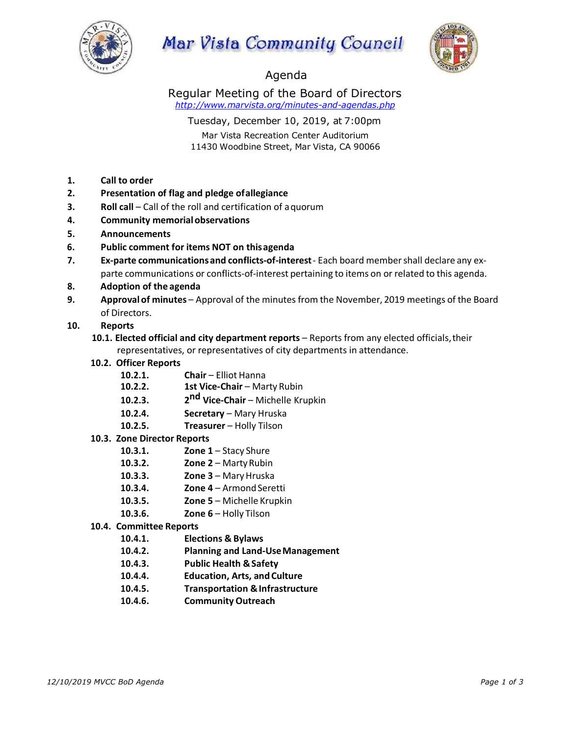# Mar Vista Community Council

## Agenda

### Regular Meeting of the Board of Directors

*http://www.marvista.org/minutes-and-agendas.php*

Tuesday, December 10, 2019, at 7:00pm

Mar Vista Recreation Center Auditorium
11430 Woodbine Street, Mar Vista, CA 90066

1. **Call to order**
2. **Presentation of flag and pledge of allegiance**
3. **Roll call** – Call of the roll and certification of a quorum
4. **Community memorial observations**
5. **Announcements**
6. **Public comment for items NOT on this agenda**
7. **Ex-parte communications and conflicts-of-interest** - Each board member shall declare any ex-parte communications or conflicts-of-interest pertaining to items on or related to this agenda.
8. **Adoption of the agenda**
9. **Approval of minutes** – Approval of the minutes from the November, 2019 meetings of the Board of Directors.
10. **Reports**
    - **10.1. Elected official and city department reports** – Reports from any elected officials, their representatives, or representatives of city departments in attendance.
    - **10.2. Officer Reports**
        - **10.2.1.** **Chair** – Elliot Hanna
        - **10.2.2.** **1st Vice-Chair** – Marty Rubin
        - **10.2.3.** **2nd Vice-Chair** – Michelle Krupkin
        - **10.2.4.** **Secretary** – Mary Hruska
        - **10.2.5.** **Treasurer** – Holly Tilson
    - **10.3. Zone Director Reports**
        - **10.3.1.** **Zone 1** – Stacy Shure
        - **10.3.2.** **Zone 2** – Marty Rubin
        - **10.3.3.** **Zone 3** – Mary Hruska
        - **10.3.4.** **Zone 4** – Armond Seretti
        - **10.3.5.** **Zone 5** – Michelle Krupkin
        - **10.3.6.** **Zone 6** – Holly Tilson
    - **10.4. Committee Reports**
        - **10.4.1.** **Elections & Bylaws**
        - **10.4.2.** **Planning and Land-Use Management**
        - **10.4.3.** **Public Health & Safety**
        - **10.4.4.** **Education, Arts, and Culture**
        - **10.4.5.** **Transportation & Infrastructure**
        - **10.4.6.** **Community Outreach**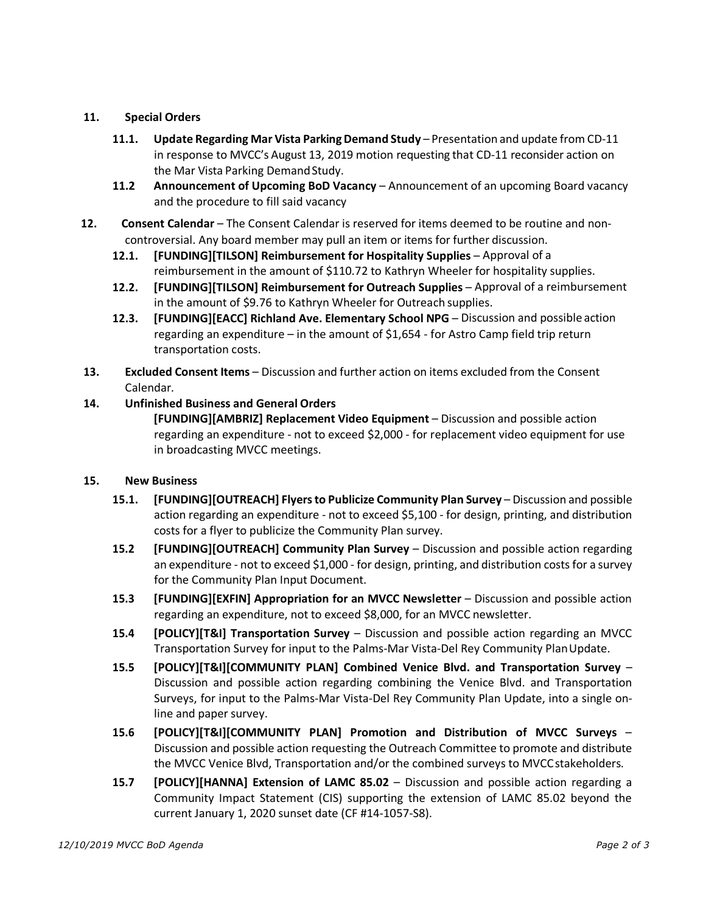**11. Special Orders**

- **11.1. Update Regarding Mar Vista Parking Demand Study** – Presentation and update from CD-11 in response to MVCC's August 13, 2019 motion requesting that CD-11 reconsider action on the Mar Vista Parking Demand Study.
- **11.2 Announcement of Upcoming BoD Vacancy** – Announcement of an upcoming Board vacancy and the procedure to fill said vacancy

**12. Consent Calendar** – The Consent Calendar is reserved for items deemed to be routine and non-controversial. Any board member may pull an item or items for further discussion.

- **12.1. [FUNDING][TILSON] Reimbursement for Hospitality Supplies** – Approval of a reimbursement in the amount of $110.72 to Kathryn Wheeler for hospitality supplies.
- **12.2. [FUNDING][TILSON] Reimbursement for Outreach Supplies** – Approval of a reimbursement in the amount of $9.76 to Kathryn Wheeler for Outreach supplies.
- **12.3. [FUNDING][EACC] Richland Ave. Elementary School NPG** – Discussion and possible action regarding an expenditure – in the amount of $1,654 - for Astro Camp field trip return transportation costs.

**13. Excluded Consent Items** – Discussion and further action on items excluded from the Consent Calendar.

**14. Unfinished Business and General Orders**

**[FUNDING][AMBRIZ] Replacement Video Equipment** – Discussion and possible action regarding an expenditure - not to exceed $2,000 - for replacement video equipment for use in broadcasting MVCC meetings.

**15. New Business**

- **15.1. [FUNDING][OUTREACH] Flyers to Publicize Community Plan Survey** – Discussion and possible action regarding an expenditure - not to exceed $5,100 - for design, printing, and distribution costs for a flyer to publicize the Community Plan survey.
- **15.2 [FUNDING][OUTREACH] Community Plan Survey** – Discussion and possible action regarding an expenditure - not to exceed $1,000 - for design, printing, and distribution costs for a survey for the Community Plan Input Document.
- **15.3 [FUNDING][EXFIN] Appropriation for an MVCC Newsletter** – Discussion and possible action regarding an expenditure, not to exceed $8,000, for an MVCC newsletter.
- **15.4 [POLICY][T&I] Transportation Survey** – Discussion and possible action regarding an MVCC Transportation Survey for input to the Palms-Mar Vista-Del Rey Community Plan Update.
- **15.5 [POLICY][T&I][COMMUNITY PLAN] Combined Venice Blvd. and Transportation Survey** – Discussion and possible action regarding combining the Venice Blvd. and Transportation Surveys, for input to the Palms-Mar Vista-Del Rey Community Plan Update, into a single on-line and paper survey.
- **15.6 [POLICY][T&I][COMMUNITY PLAN] Promotion and Distribution of MVCC Surveys** – Discussion and possible action requesting the Outreach Committee to promote and distribute the MVCC Venice Blvd, Transportation and/or the combined surveys to MVCC stakeholders.
- **15.7 [POLICY][HANNA] Extension of LAMC 85.02** – Discussion and possible action regarding a Community Impact Statement (CIS) supporting the extension of LAMC 85.02 beyond the current January 1, 2020 sunset date (CF #14-1057-S8).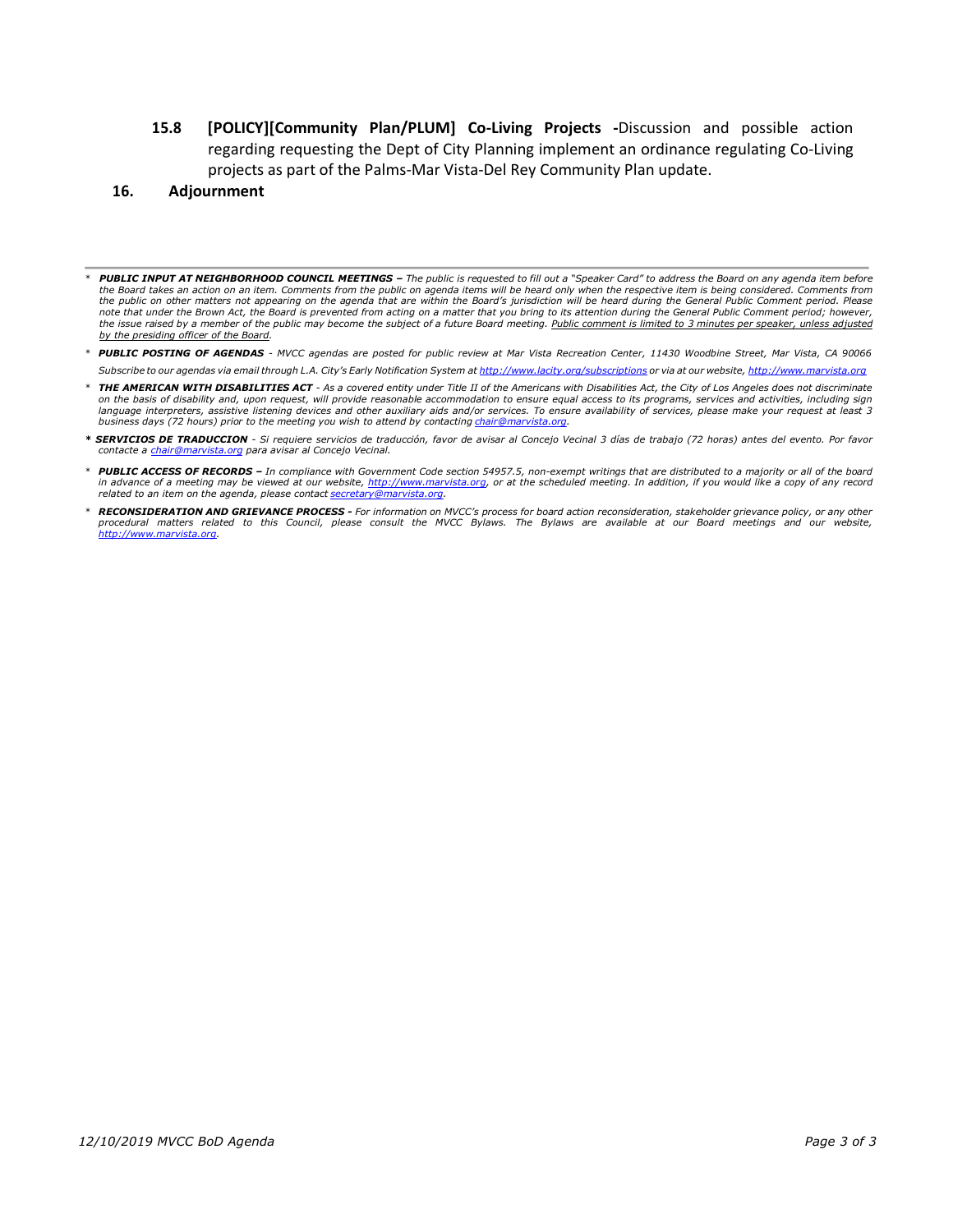**15.8 [POLICY][Community Plan/PLUM] Co-Living Projects -** Discussion and possible action regarding requesting the Dept of City Planning implement an ordinance regulating Co-Living projects as part of the Palms-Mar Vista-Del Rey Community Plan update.

**16. Adjournment**

---

\* ***PUBLIC INPUT AT NEIGHBORHOOD COUNCIL MEETINGS –*** *The public is requested to fill out a "Speaker Card" to address the Board on any agenda item before the Board takes an action on an item. Comments from the public on agenda items will be heard only when the respective item is being considered. Comments from the public on other matters not appearing on the agenda that are within the Board's jurisdiction will be heard during the General Public Comment period. Please note that under the Brown Act, the Board is prevented from acting on a matter that you bring to its attention during the General Public Comment period; however, the issue raised by a member of the public may become the subject of a future Board meeting. <u>Public comment is limited to 3 minutes per speaker, unless adjusted by the presiding officer of the Board</u>.*

\* ***PUBLIC POSTING OF AGENDAS*** *- MVCC agendas are posted for public review at Mar Vista Recreation Center, 11430 Woodbine Street, Mar Vista, CA 90066*

*Subscribe to our agendas via email through L.A. City's Early Notification System at [http://www.lacity.org/subscriptions](http://www.lacity.org/subscriptions) or via at our website, [http://www.marvista.org](http://www.marvista.org)*

\* ***THE AMERICAN WITH DISABILITIES ACT*** *- As a covered entity under Title II of the Americans with Disabilities Act, the City of Los Angeles does not discriminate on the basis of disability and, upon request, will provide reasonable accommodation to ensure equal access to its programs, services and activities, including sign language interpreters, assistive listening devices and other auxiliary aids and/or services. To ensure availability of services, please make your request at least 3 business days (72 hours) prior to the meeting you wish to attend by contacting [chair@marvista.org](mailto:chair@marvista.org).*

\* ***SERVICIOS DE TRADUCCION*** *- Si requiere servicios de traducción, favor de avisar al Concejo Vecinal 3 días de trabajo (72 horas) antes del evento. Por favor contacte a [chair@marvista.org](mailto:chair@marvista.org) para avisar al Concejo Vecinal.*

\* ***PUBLIC ACCESS OF RECORDS –*** *In compliance with Government Code section 54957.5, non-exempt writings that are distributed to a majority or all of the board in advance of a meeting may be viewed at our website, [http://www.marvista.org](http://www.marvista.org), or at the scheduled meeting. In addition, if you would like a copy of any record related to an item on the agenda, please contact [secretary@marvista.org](mailto:secretary@marvista.org).*

\* ***RECONSIDERATION AND GRIEVANCE PROCESS -*** *For information on MVCC's process for board action reconsideration, stakeholder grievance policy, or any other procedural matters related to this Council, please consult the MVCC Bylaws. The Bylaws are available at our Board meetings and our website, [http://www.marvista.org](http://www.marvista.org).*